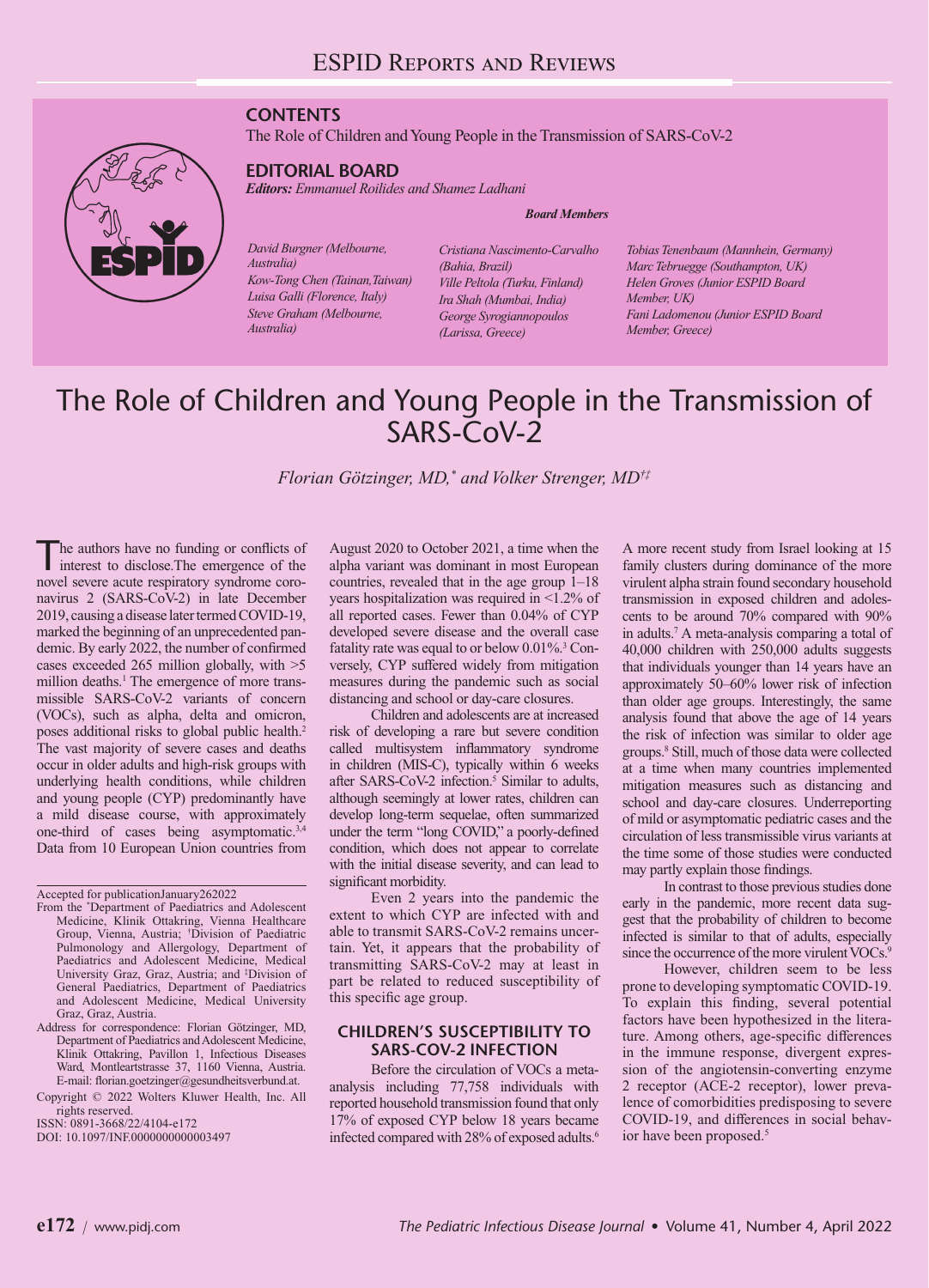# ESPID Reports and Reviews

**CONTENTS**

The Role of Children and Young People in the Transmission of SARS-CoV-2

**EDITORIAL BOARD**

***Editors:*** *Emmanuel Roilides and Shamez Ladhani*

***Board Members***

*David Burgner (Melbourne, Australia)*
*Kow-Tong Chen (Tainan, Taiwan)*
*Luisa Galli (Florence, Italy)*
*Steve Graham (Melbourne, Australia)*
*Cristiana Nascimento-Carvalho (Bahia, Brazil)*
*Ville Peltola (Turku, Finland)*
*Ira Shah (Mumbai, India)*
*George Syrogiannopoulos (Larissa, Greece)*
*Tobias Tenenbaum (Mannhein, Germany)*
*Marc Tebruegge (Southampton, UK)*
*Helen Groves (Junior ESPID Board Member, UK)*
*Fani Ladomenou (Junior ESPID Board Member, Greece)*

# The Role of Children and Young People in the Transmission of SARS-CoV-2

*Florian Götzinger, MD,[*] and Volker Strenger, MD[†‡]*

The authors have no funding or conflicts of interest to disclose.The emergence of the novel severe acute respiratory syndrome coronavirus 2 (SARS-CoV-2) in late December 2019, causing a disease later termed COVID-19, marked the beginning of an unprecedented pandemic. By early 2022, the number of confirmed cases exceeded 265 million globally, with >5 million deaths.[1] The emergence of more transmissible SARS-CoV-2 variants of concern (VOCs), such as alpha, delta and omicron, poses additional risks to global public health.[2] The vast majority of severe cases and deaths occur in older adults and high-risk groups with underlying health conditions, while children and young people (CYP) predominantly have a mild disease course, with approximately one-third of cases being asymptomatic.[3,4] Data from 10 European Union countries from August 2020 to October 2021, a time when the alpha variant was dominant in most European countries, revealed that in the age group 1–18 years hospitalization was required in <1.2% of all reported cases. Fewer than 0.04% of CYP developed severe disease and the overall case fatality rate was equal to or below 0.01%.[3] Conversely, CYP suffered widely from mitigation measures during the pandemic such as social distancing and school or day-care closures.

Children and adolescents are at increased risk of developing a rare but severe condition called multisystem inflammatory syndrome in children (MIS-C), typically within 6 weeks after SARS-CoV-2 infection.[5] Similar to adults, although seemingly at lower rates, children can develop long-term sequelae, often summarized under the term "long COVID," a poorly-defined condition, which does not appear to correlate with the initial disease severity, and can lead to significant morbidity.

Even 2 years into the pandemic the extent to which CYP are infected with and able to transmit SARS-CoV-2 remains uncertain. Yet, it appears that the probability of transmitting SARS-CoV-2 may at least in part be related to reduced susceptibility of this specific age group.

## CHILDREN'S SUSCEPTIBILITY TO SARS-COV-2 INFECTION

Before the circulation of VOCs a meta-analysis including 77,758 individuals with reported household transmission found that only 17% of exposed CYP below 18 years became infected compared with 28% of exposed adults.[6] A more recent study from Israel looking at 15 family clusters during dominance of the more virulent alpha strain found secondary household transmission in exposed children and adolescents to be around 70% compared with 90% in adults.[7] A meta-analysis comparing a total of 40,000 children with 250,000 adults suggests that individuals younger than 14 years have an approximately 50–60% lower risk of infection than older age groups. Interestingly, the same analysis found that above the age of 14 years the risk of infection was similar to older age groups.[8] Still, much of those data were collected at a time when many countries implemented mitigation measures such as distancing and school and day-care closures. Underreporting of mild or asymptomatic pediatric cases and the circulation of less transmissible virus variants at the time some of those studies were conducted may partly explain those findings.

In contrast to those previous studies done early in the pandemic, more recent data suggest that the probability of children to become infected is similar to that of adults, especially since the occurrence of the more virulent VOCs.[9]

However, children seem to be less prone to developing symptomatic COVID-19. To explain this finding, several potential factors have been hypothesized in the literature. Among others, age-specific differences in the immune response, divergent expression of the angiotensin-converting enzyme 2 receptor (ACE-2 receptor), lower prevalence of comorbidities predisposing to severe COVID-19, and differences in social behavior have been proposed.[5]

---

Accepted for publicationJanuary262022

From the [*]Department of Paediatrics and Adolescent Medicine, Klinik Ottakring, Vienna Healthcare Group, Vienna, Austria; [†]Division of Paediatric Pulmonology and Allergology, Department of Paediatrics and Adolescent Medicine, Medical University Graz, Graz, Austria; and [‡]Division of General Paediatrics, Department of Paediatrics and Adolescent Medicine, Medical University Graz, Graz, Austria.

Address for correspondence: Florian Götzinger, MD, Department of Paediatrics and Adolescent Medicine, Klinik Ottakring, Pavillon 1, Infectious Diseases Ward, Montleartstrasse 37, 1160 Vienna, Austria. E-mail: florian.goetzinger@gesundheitsverbund.at.

Copyright © 2022 Wolters Kluwer Health, Inc. All rights reserved.

ISSN: 0891-3668/22/4104-e172

DOI: 10.1097/INF.0000000000003497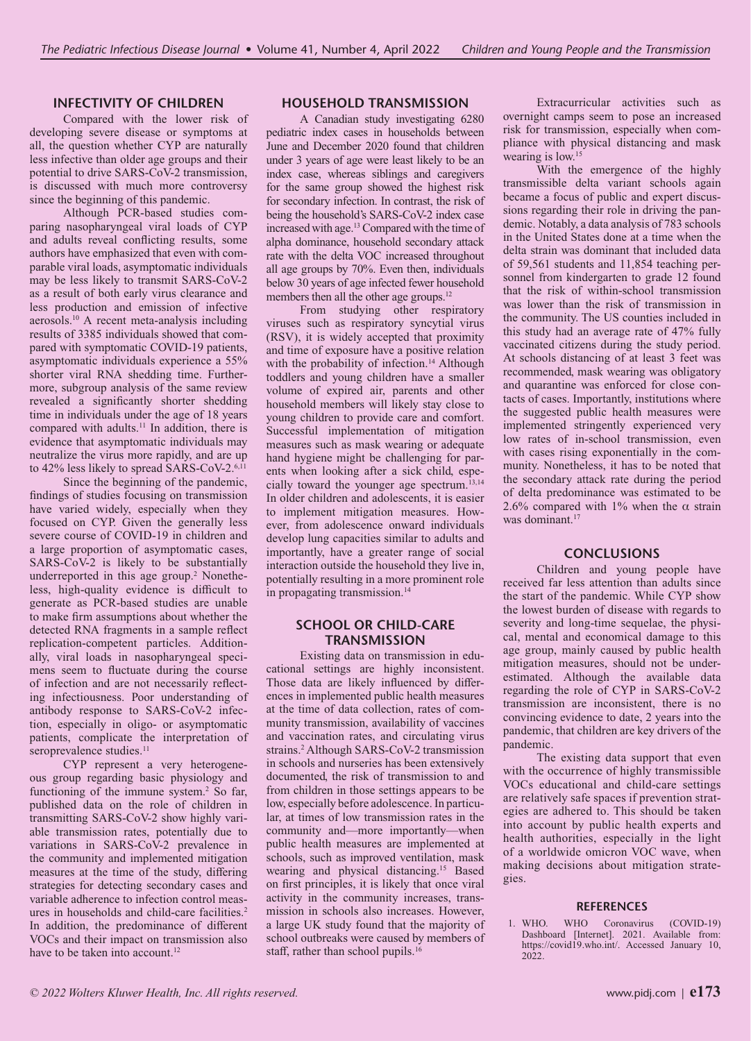## INFECTIVITY OF CHILDREN

Compared with the lower risk of developing severe disease or symptoms at all, the question whether CYP are naturally less infective than older age groups and their potential to drive SARS-CoV-2 transmission, is discussed with much more controversy since the beginning of this pandemic.

Although PCR-based studies comparing nasopharyngeal viral loads of CYP and adults reveal conflicting results, some authors have emphasized that even with comparable viral loads, asymptomatic individuals may be less likely to transmit SARS-CoV-2 as a result of both early virus clearance and less production and emission of infective aerosols.[10] A recent meta-analysis including results of 3385 individuals showed that compared with symptomatic COVID-19 patients, asymptomatic individuals experience a 55% shorter viral RNA shedding time. Furthermore, subgroup analysis of the same review revealed a significantly shorter shedding time in individuals under the age of 18 years compared with adults.[11] In addition, there is evidence that asymptomatic individuals may neutralize the virus more rapidly, and are up to 42% less likely to spread SARS-CoV-2.[6,11]

Since the beginning of the pandemic, findings of studies focusing on transmission have varied widely, especially when they focused on CYP. Given the generally less severe course of COVID-19 in children and a large proportion of asymptomatic cases, SARS-CoV-2 is likely to be substantially underreported in this age group.[2] Nonetheless, high-quality evidence is difficult to generate as PCR-based studies are unable to make firm assumptions about whether the detected RNA fragments in a sample reflect replication-competent particles. Additionally, viral loads in nasopharyngeal specimens seem to fluctuate during the course of infection and are not necessarily reflecting infectiousness. Poor understanding of antibody response to SARS-CoV-2 infection, especially in oligo- or asymptomatic patients, complicate the interpretation of seroprevalence studies.[11]

CYP represent a very heterogeneous group regarding basic physiology and functioning of the immune system.[2] So far, published data on the role of children in transmitting SARS-CoV-2 show highly variable transmission rates, potentially due to variations in SARS-CoV-2 prevalence in the community and implemented mitigation measures at the time of the study, differing strategies for detecting secondary cases and variable adherence to infection control measures in households and child-care facilities.[2] In addition, the predominance of different VOCs and their impact on transmission also have to be taken into account.[12]

## HOUSEHOLD TRANSMISSION

A Canadian study investigating 6280 pediatric index cases in households between June and December 2020 found that children under 3 years of age were least likely to be an index case, whereas siblings and caregivers for the same group showed the highest risk for secondary infection. In contrast, the risk of being the household's SARS-CoV-2 index case increased with age.[13] Compared with the time of alpha dominance, household secondary attack rate with the delta VOC increased throughout all age groups by 70%. Even then, individuals below 30 years of age infected fewer household members then all the other age groups.[12]

From studying other respiratory viruses such as respiratory syncytial virus (RSV), it is widely accepted that proximity and time of exposure have a positive relation with the probability of infection.[14] Although toddlers and young children have a smaller volume of expired air, parents and other household members will likely stay close to young children to provide care and comfort. Successful implementation of mitigation measures such as mask wearing or adequate hand hygiene might be challenging for parents when looking after a sick child, especially toward the younger age spectrum.[13,14] In older children and adolescents, it is easier to implement mitigation measures. However, from adolescence onward individuals develop lung capacities similar to adults and importantly, have a greater range of social interaction outside the household they live in, potentially resulting in a more prominent role in propagating transmission.[14]

## SCHOOL OR CHILD-CARE TRANSMISSION

Existing data on transmission in educational settings are highly inconsistent. Those data are likely influenced by differences in implemented public health measures at the time of data collection, rates of community transmission, availability of vaccines and vaccination rates, and circulating virus strains.[2] Although SARS-CoV-2 transmission in schools and nurseries has been extensively documented, the risk of transmission to and from children in those settings appears to be low, especially before adolescence. In particular, at times of low transmission rates in the community and—more importantly—when public health measures are implemented at schools, such as improved ventilation, mask wearing and physical distancing.[15] Based on first principles, it is likely that once viral activity in the community increases, transmission in schools also increases. However, a large UK study found that the majority of school outbreaks were caused by members of staff, rather than school pupils.[16]

Extracurricular activities such as overnight camps seem to pose an increased risk for transmission, especially when compliance with physical distancing and mask wearing is low.[15]

With the emergence of the highly transmissible delta variant schools again became a focus of public and expert discussions regarding their role in driving the pandemic. Notably, a data analysis of 783 schools in the United States done at a time when the delta strain was dominant that included data of 59,561 students and 11,854 teaching personnel from kindergarten to grade 12 found that the risk of within-school transmission was lower than the risk of transmission in the community. The US counties included in this study had an average rate of 47% fully vaccinated citizens during the study period. At schools distancing of at least 3 feet was recommended, mask wearing was obligatory and quarantine was enforced for close contacts of cases. Importantly, institutions where the suggested public health measures were implemented stringently experienced very low rates of in-school transmission, even with cases rising exponentially in the community. Nonetheless, it has to be noted that the secondary attack rate during the period of delta predominance was estimated to be 2.6% compared with 1% when the $\alpha$ strain was dominant.[17]

## CONCLUSIONS

Children and young people have received far less attention than adults since the start of the pandemic. While CYP show the lowest burden of disease with regards to severity and long-time sequelae, the physical, mental and economical damage to this age group, mainly caused by public health mitigation measures, should not be underestimated. Although the available data regarding the role of CYP in SARS-CoV-2 transmission are inconsistent, there is no convincing evidence to date, 2 years into the pandemic, that children are key drivers of the pandemic.

The existing data support that even with the occurrence of highly transmissible VOCs educational and child-care settings are relatively safe spaces if prevention strategies are adhered to. This should be taken into account by public health experts and health authorities, especially in the light of a worldwide omicron VOC wave, when making decisions about mitigation strategies.

## REFERENCES

1. WHO. WHO Coronavirus (COVID-19) Dashboard [Internet]. 2021. Available from: https://covid19.who.int/. Accessed January 10, 2022.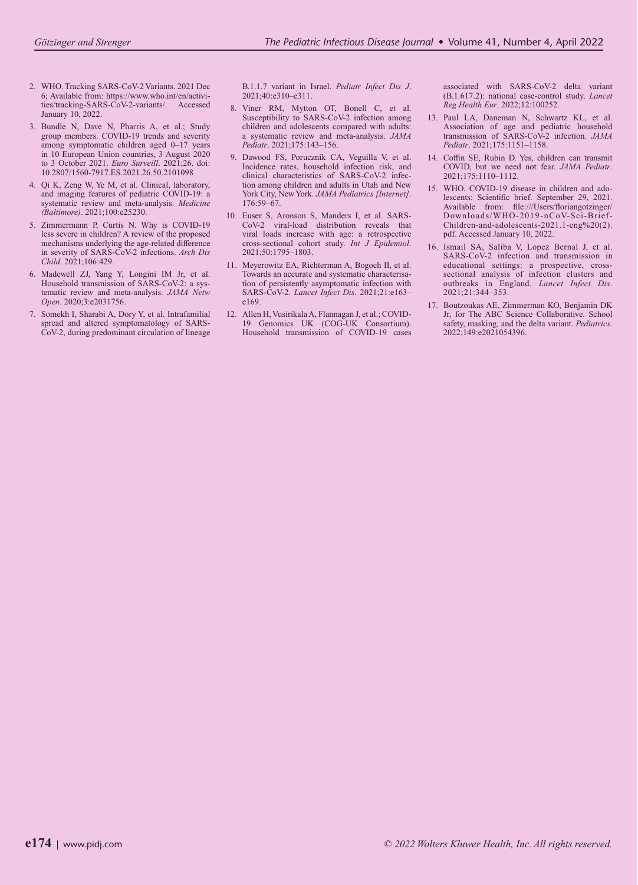2. WHO. Tracking SARS-CoV-2 Variants. 2021 Dec 6; Available from: https://www.who.int/en/activities/tracking-SARS-CoV-2-variants/. Accessed January 10, 2022.
3. Bundle N, Dave N, Pharris A, et al.; Study group members. COVID-19 trends and severity among symptomatic children aged 0–17 years in 10 European Union countries, 3 August 2020 to 3 October 2021. *Euro Surveill*. 2021;26. doi: 10.2807/1560-7917.ES.2021.26.50.2101098
4. Qi K, Zeng W, Ye M, et al. Clinical, laboratory, and imaging features of pediatric COVID-19: a systematic review and meta-analysis. *Medicine (Baltimore)*. 2021;100:e25230.
5. Zimmermann P, Curtis N. Why is COVID-19 less severe in children? A review of the proposed mechanisms underlying the age-related difference in severity of SARS-CoV-2 infections. *Arch Dis Child*. 2021;106:429.
6. Madewell ZJ, Yang Y, Longini IM Jr, et al. Household transmission of SARS-CoV-2: a systematic review and meta-analysis. *JAMA Netw Open*. 2020;3:e2031756.
7. Somekh I, Sharabi A, Dory Y, et al. Intrafamilial spread and altered symptomatology of SARS-CoV-2, during predominant circulation of lineage B.1.1.7 variant in Israel. *Pediatr Infect Dis J*. 2021;40:e310–e311.
8. Viner RM, Mytton OT, Bonell C, et al. Susceptibility to SARS-CoV-2 infection among children and adolescents compared with adults: a systematic review and meta-analysis. *JAMA Pediatr*. 2021;175:143–156.
9. Dawood FS, Porucznik CA, Veguilla V, et al. Incidence rates, household infection risk, and clinical characteristics of SARS-CoV-2 infection among children and adults in Utah and New York City, New York. *JAMA Pediatrics [Internet]*. 176:59–67.
10. Euser S, Aronson S, Manders I, et al. SARS-CoV-2 viral-load distribution reveals that viral loads increase with age: a retrospective cross-sectional cohort study. *Int J Epidemiol*. 2021;50:1795–1803.
11. Meyerowitz EA, Richterman A, Bogoch II, et al. Towards an accurate and systematic characterisation of persistently asymptomatic infection with SARS-CoV-2. *Lancet Infect Dis*. 2021;21:e163–e169.
12. Allen H, Vusirikala A, Flannagan J, et al.; COVID-19 Genomics UK (COG-UK Consortium). Household transmission of COVID-19 cases associated with SARS-CoV-2 delta variant (B.1.617.2): national case-control study. *Lancet Reg Health Eur*. 2022;12:100252.
13. Paul LA, Daneman N, Schwartz KL, et al. Association of age and pediatric household transmission of SARS-CoV-2 infection. *JAMA Pediatr*. 2021;175:1151–1158.
14. Coffin SE, Rubin D. Yes, children can transmit COVID, but we need not fear. *JAMA Pediatr*. 2021;175:1110–1112.
15. WHO. COVID-19 disease in children and adolescents: Scientific brief. September 29, 2021. Available from: file:///Users/floriangotzinger/Downloads/WHO-2019-nCoV-Sci-Brief-Children-and-adolescents-2021.1-eng%20(2).pdf. Accessed January 10, 2022.
16. Ismail SA, Saliba V, Lopez Bernal J, et al. SARS-CoV-2 infection and transmission in educational settings: a prospective, cross-sectional analysis of infection clusters and outbreaks in England. *Lancet Infect Dis*. 2021;21:344–353.
17. Boutzoukas AE, Zimmerman KO, Benjamin DK Jr, for The ABC Science Collaborative. School safety, masking, and the delta variant. *Pediatrics*. 2022;149:e2021054396.